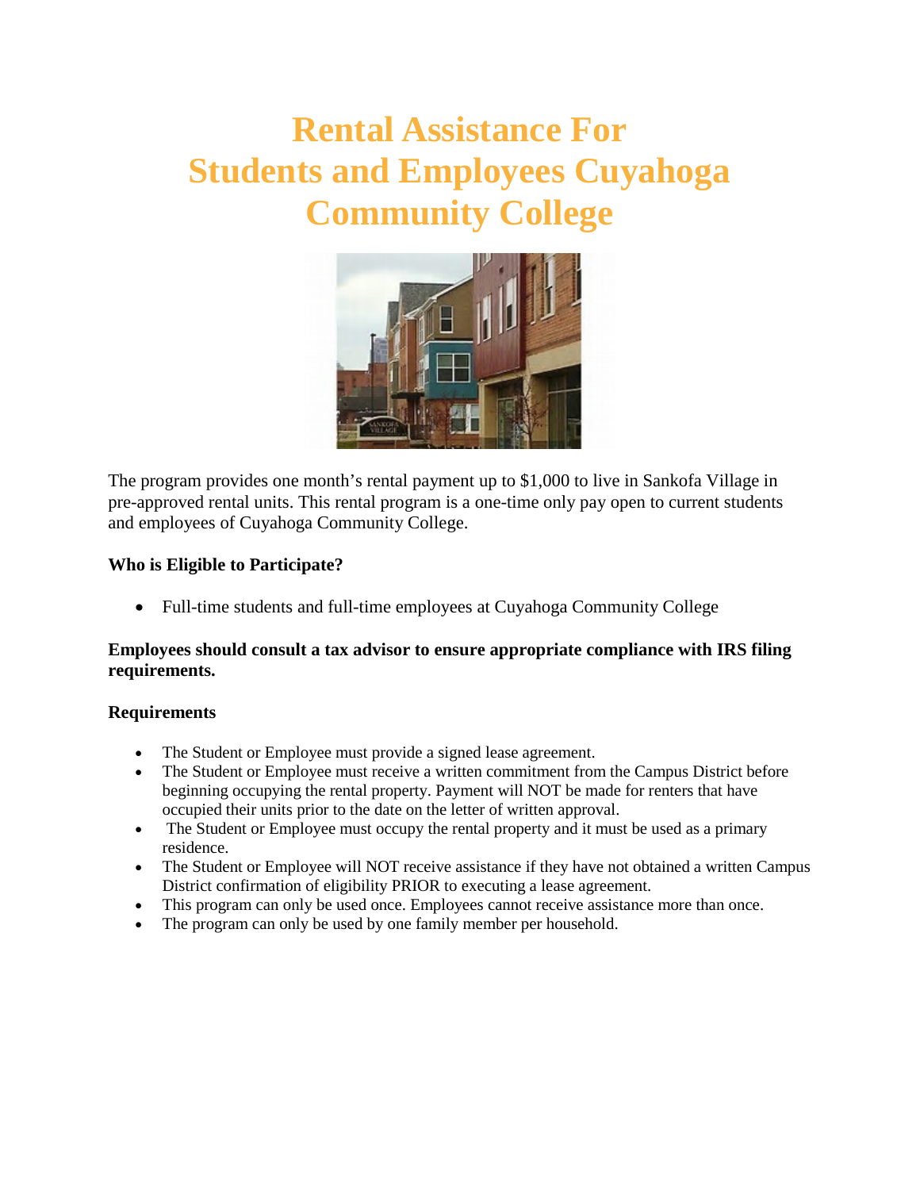# Rental Assistance For Students and Employees Cuyahoga Community College

The program provides one month's rental payment up to $1,000 to live in Sankofa Village in pre-approved rental units. This rental program is a one-time only pay open to current students and employees of Cuyahoga Community College.

**Who is Eligible to Participate?**

- Full-time students and full-time employees at Cuyahoga Community College

**Employees should consult a tax advisor to ensure appropriate compliance with IRS filing requirements.**

**Requirements**

- The Student or Employee must provide a signed lease agreement.
- The Student or Employee must receive a written commitment from the Campus District before beginning occupying the rental property. Payment will NOT be made for renters that have occupied their units prior to the date on the letter of written approval.
- The Student or Employee must occupy the rental property and it must be used as a primary residence.
- The Student or Employee will NOT receive assistance if they have not obtained a written Campus District confirmation of eligibility PRIOR to executing a lease agreement.
- This program can only be used once. Employees cannot receive assistance more than once.
- The program can only be used by one family member per household.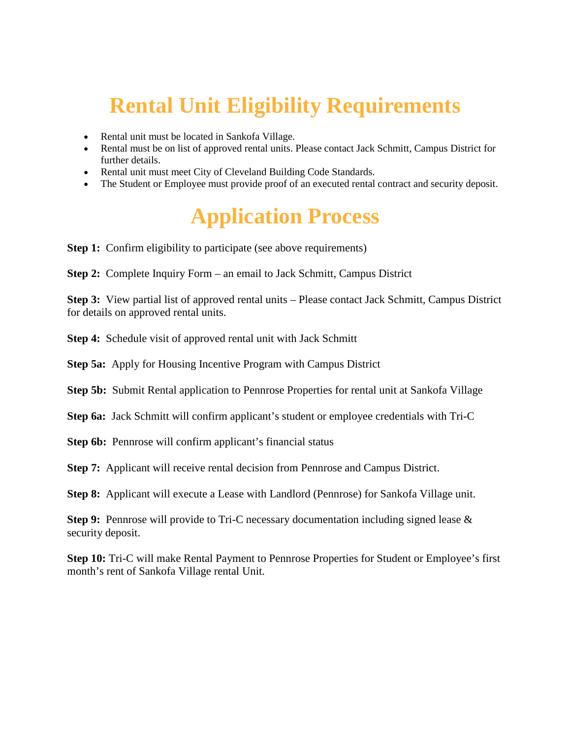# Rental Unit Eligibility Requirements

- Rental unit must be located in Sankofa Village.
- Rental must be on list of approved rental units. Please contact Jack Schmitt, Campus District for further details.
- Rental unit must meet City of Cleveland Building Code Standards.
- The Student or Employee must provide proof of an executed rental contract and security deposit.

# Application Process

**Step 1:** Confirm eligibility to participate (see above requirements)

**Step 2:** Complete Inquiry Form – an email to Jack Schmitt, Campus District

**Step 3:** View partial list of approved rental units – Please contact Jack Schmitt, Campus District for details on approved rental units.

**Step 4:** Schedule visit of approved rental unit with Jack Schmitt

**Step 5a:** Apply for Housing Incentive Program with Campus District

**Step 5b:** Submit Rental application to Pennrose Properties for rental unit at Sankofa Village

**Step 6a:** Jack Schmitt will confirm applicant's student or employee credentials with Tri-C

**Step 6b:** Pennrose will confirm applicant's financial status

**Step 7:** Applicant will receive rental decision from Pennrose and Campus District.

**Step 8:** Applicant will execute a Lease with Landlord (Pennrose) for Sankofa Village unit.

**Step 9:** Pennrose will provide to Tri-C necessary documentation including signed lease & security deposit.

**Step 10:** Tri-C will make Rental Payment to Pennrose Properties for Student or Employee's first month's rent of Sankofa Village rental Unit.